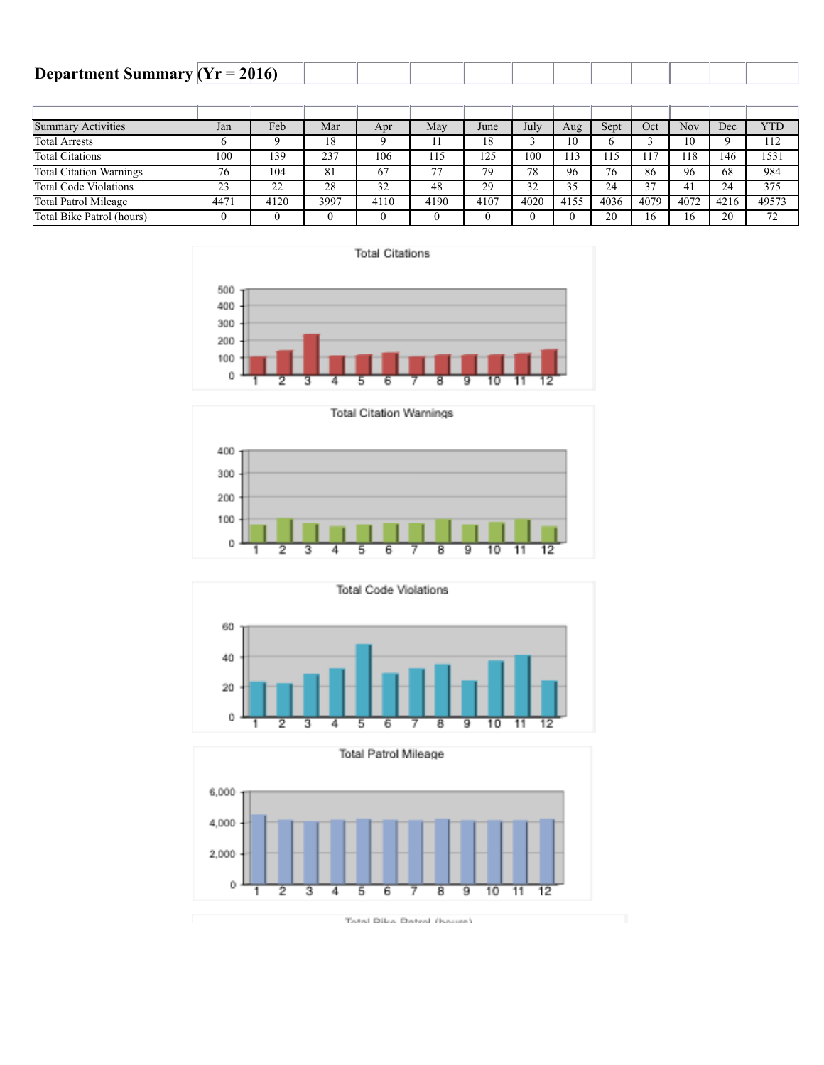# Department Summary (Yr = 2016)

| Summary Activities | Jan | Feb | Mar | Apr | May | June | July | Aug | Sept | Oct | Nov | Dec | YTD |
|---|---|---|---|---|---|---|---|---|---|---|---|---|---|
| Total Arrests | 6 | 9 | 18 | 9 | 11 | 18 | 3 | 10 | 6 | 3 | 10 | 9 | 112 |
| Total Citations | 100 | 139 | 237 | 106 | 115 | 125 | 100 | 113 | 115 | 117 | 118 | 146 | 1531 |
| Total Citation Warnings | 76 | 104 | 81 | 67 | 77 | 79 | 78 | 96 | 76 | 86 | 96 | 68 | 984 |
| Total Code Violations | 23 | 22 | 28 | 32 | 48 | 29 | 32 | 35 | 24 | 37 | 41 | 24 | 375 |
| Total Patrol Mileage | 4471 | 4120 | 3997 | 4110 | 4190 | 4107 | 4020 | 4155 | 4036 | 4079 | 4072 | 4216 | 49573 |
| Total Bike Patrol (hours) | 0 | 0 | 0 | 0 | 0 | 0 | 0 | 0 | 20 | 16 | 16 | 20 | 72 |

Total Citations

Total Citation Warnings

Total Code Violations

Total Patrol Mileage

Total Bike Patrol (hours)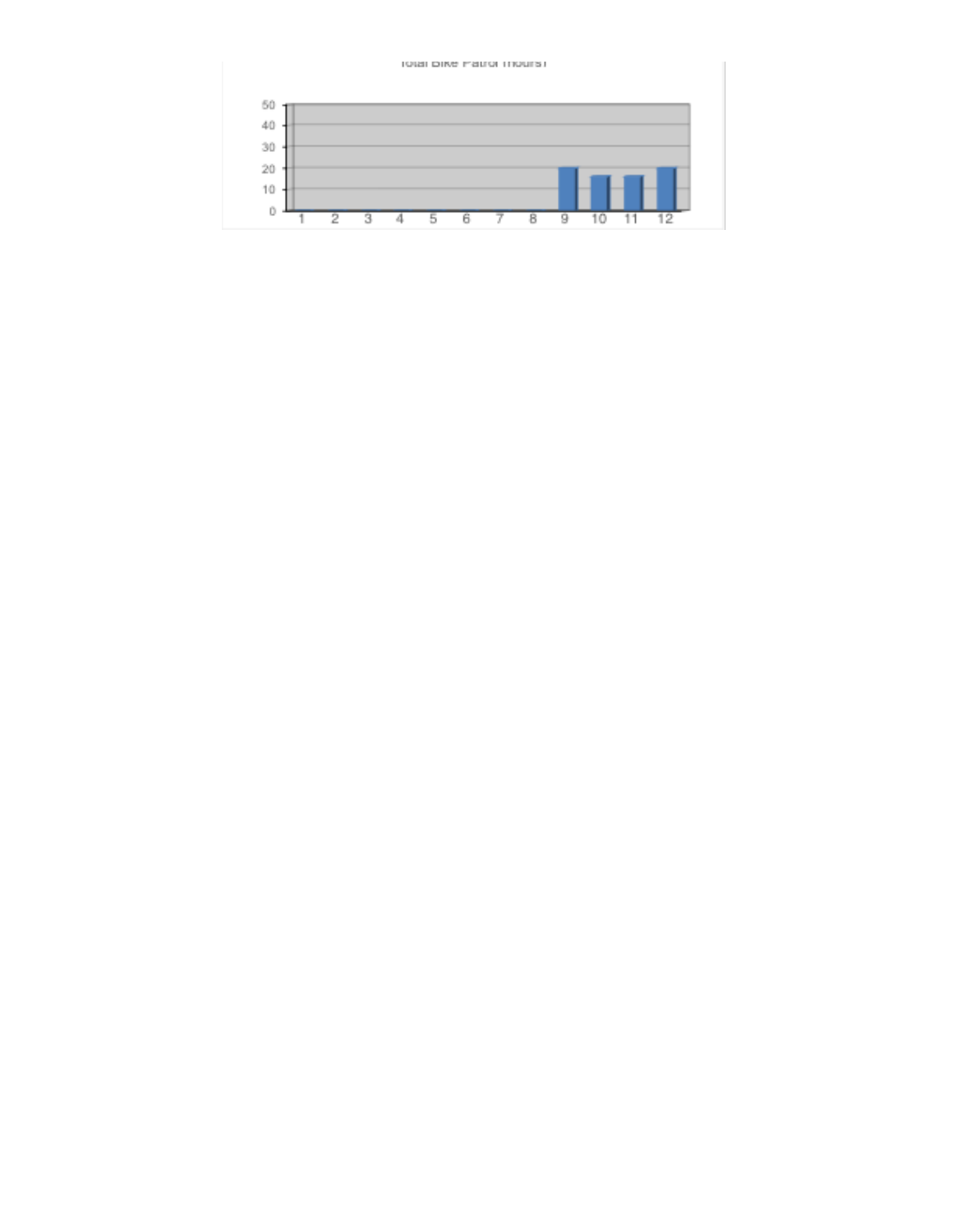Total Bike Patrol Hours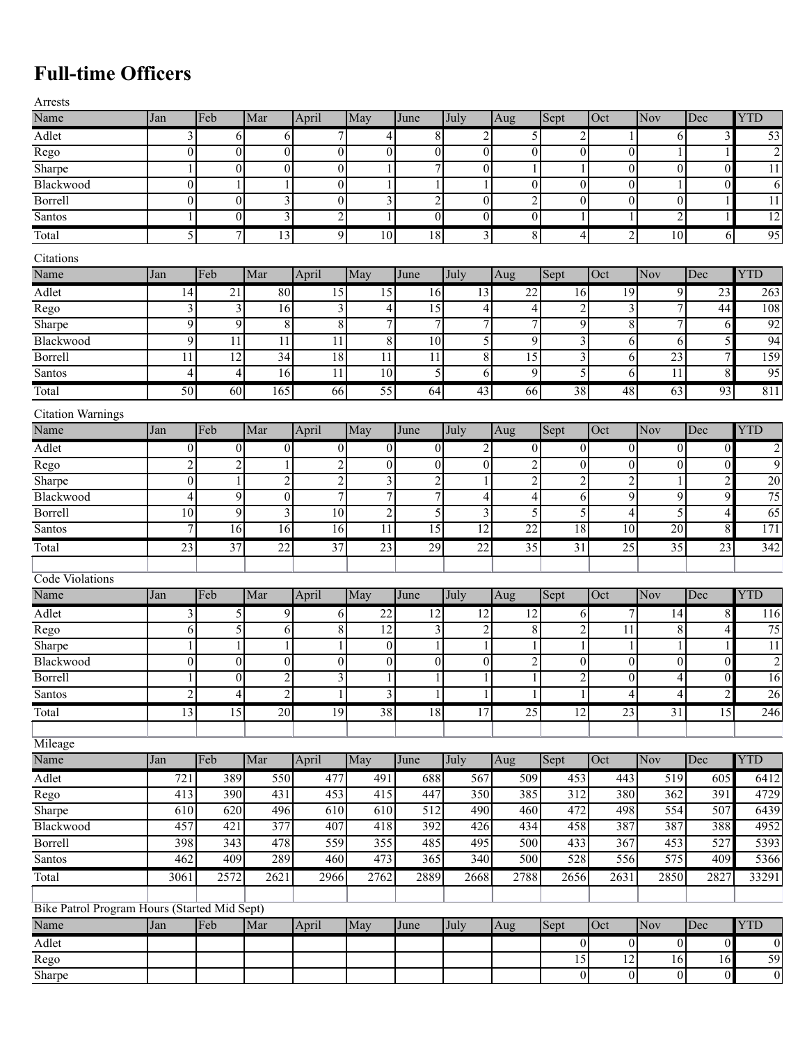# Full-time Officers

Arrests

| Name | Jan | Feb | Mar | April | May | June | July | Aug | Sept | Oct | Nov | Dec | YTD |
|---|---|---|---|---|---|---|---|---|---|---|---|---|---|
| Adlet | 3 | 6 | 6 | 7 | 4 | 8 | 2 | 5 | 2 | 1 | 6 | 3 | 53 |
| Rego | 0 | 0 | 0 | 0 | 0 | 0 | 0 | 0 | 0 | 0 | 1 | 1 | 2 |
| Sharpe | 1 | 0 | 0 | 0 | 1 | 7 | 0 | 1 | 1 | 0 | 0 | 0 | 11 |
| Blackwood | 0 | 1 | 1 | 0 | 1 | 1 | 1 | 0 | 0 | 0 | 1 | 0 | 6 |
| Borrell | 0 | 0 | 3 | 0 | 3 | 2 | 0 | 2 | 0 | 0 | 0 | 1 | 11 |
| Santos | 1 | 0 | 3 | 2 | 1 | 0 | 0 | 0 | 1 | 1 | 2 | 1 | 12 |
| Total | 5 | 7 | 13 | 9 | 10 | 18 | 3 | 8 | 4 | 2 | 10 | 6 | 95 |

Citations

| Name | Jan | Feb | Mar | April | May | June | July | Aug | Sept | Oct | Nov | Dec | YTD |
|---|---|---|---|---|---|---|---|---|---|---|---|---|---|
| Adlet | 14 | 21 | 80 | 15 | 15 | 16 | 13 | 22 | 16 | 19 | 9 | 23 | 263 |
| Rego | 3 | 3 | 16 | 3 | 4 | 15 | 4 | 4 | 2 | 3 | 7 | 44 | 108 |
| Sharpe | 9 | 9 | 8 | 8 | 7 | 7 | 7 | 7 | 9 | 8 | 7 | 6 | 92 |
| Blackwood | 9 | 11 | 11 | 11 | 8 | 10 | 5 | 9 | 3 | 6 | 6 | 5 | 94 |
| Borrell | 11 | 12 | 34 | 18 | 11 | 11 | 8 | 15 | 3 | 6 | 23 | 7 | 159 |
| Santos | 4 | 4 | 16 | 11 | 10 | 5 | 6 | 9 | 5 | 6 | 11 | 8 | 95 |
| Total | 50 | 60 | 165 | 66 | 55 | 64 | 43 | 66 | 38 | 48 | 63 | 93 | 811 |

Citation Warnings

| Name | Jan | Feb | Mar | April | May | June | July | Aug | Sept | Oct | Nov | Dec | YTD |
|---|---|---|---|---|---|---|---|---|---|---|---|---|---|
| Adlet | 0 | 0 | 0 | 0 | 0 | 0 | 2 | 0 | 0 | 0 | 0 | 0 | 2 |
| Rego | 2 | 2 | 1 | 2 | 0 | 0 | 0 | 2 | 0 | 0 | 0 | 0 | 9 |
| Sharpe | 0 | 1 | 2 | 2 | 3 | 2 | 1 | 2 | 2 | 2 | 1 | 2 | 20 |
| Blackwood | 4 | 9 | 0 | 7 | 7 | 7 | 4 | 4 | 6 | 9 | 9 | 9 | 75 |
| Borrell | 10 | 9 | 3 | 10 | 2 | 5 | 3 | 5 | 5 | 4 | 5 | 4 | 65 |
| Santos | 7 | 16 | 16 | 16 | 11 | 15 | 12 | 22 | 18 | 10 | 20 | 8 | 171 |
| Total | 23 | 37 | 22 | 37 | 23 | 29 | 22 | 35 | 31 | 25 | 35 | 23 | 342 |

Code Violations

| Name | Jan | Feb | Mar | April | May | June | July | Aug | Sept | Oct | Nov | Dec | YTD |
|---|---|---|---|---|---|---|---|---|---|---|---|---|---|
| Adlet | 3 | 5 | 9 | 6 | 22 | 12 | 12 | 12 | 6 | 7 | 14 | 8 | 116 |
| Rego | 6 | 5 | 6 | 8 | 12 | 3 | 2 | 8 | 2 | 11 | 8 | 4 | 75 |
| Sharpe | 1 | 1 | 1 | 1 | 0 | 1 | 1 | 1 | 1 | 1 | 1 | 1 | 11 |
| Blackwood | 0 | 0 | 0 | 0 | 0 | 0 | 0 | 2 | 0 | 0 | 0 | 0 | 2 |
| Borrell | 1 | 0 | 2 | 3 | 1 | 1 | 1 | 1 | 2 | 0 | 4 | 0 | 16 |
| Santos | 2 | 4 | 2 | 1 | 3 | 1 | 1 | 1 | 1 | 4 | 4 | 2 | 26 |
| Total | 13 | 15 | 20 | 19 | 38 | 18 | 17 | 25 | 12 | 23 | 31 | 15 | 246 |

Mileage

| Name | Jan | Feb | Mar | April | May | June | July | Aug | Sept | Oct | Nov | Dec | YTD |
|---|---|---|---|---|---|---|---|---|---|---|---|---|---|
| Adlet | 721 | 389 | 550 | 477 | 491 | 688 | 567 | 509 | 453 | 443 | 519 | 605 | 6412 |
| Rego | 413 | 390 | 431 | 453 | 415 | 447 | 350 | 385 | 312 | 380 | 362 | 391 | 4729 |
| Sharpe | 610 | 620 | 496 | 610 | 610 | 512 | 490 | 460 | 472 | 498 | 554 | 507 | 6439 |
| Blackwood | 457 | 421 | 377 | 407 | 418 | 392 | 426 | 434 | 458 | 387 | 387 | 388 | 4952 |
| Borrell | 398 | 343 | 478 | 559 | 355 | 485 | 495 | 500 | 433 | 367 | 453 | 527 | 5393 |
| Santos | 462 | 409 | 289 | 460 | 473 | 365 | 340 | 500 | 528 | 556 | 575 | 409 | 5366 |
| Total | 3061 | 2572 | 2621 | 2966 | 2762 | 2889 | 2668 | 2788 | 2656 | 2631 | 2850 | 2827 | 33291 |

Bike Patrol Program Hours (Started Mid Sept)

| Name | Jan | Feb | Mar | April | May | June | July | Aug | Sept | Oct | Nov | Dec | YTD |
|---|---|---|---|---|---|---|---|---|---|---|---|---|---|
| Adlet | | | | | | | | | 0 | 0 | 0 | 0 | 0 |
| Rego | | | | | | | | | 15 | 12 | 16 | 16 | 59 |
| Sharpe | | | | | | | | | 0 | 0 | 0 | 0 | 0 |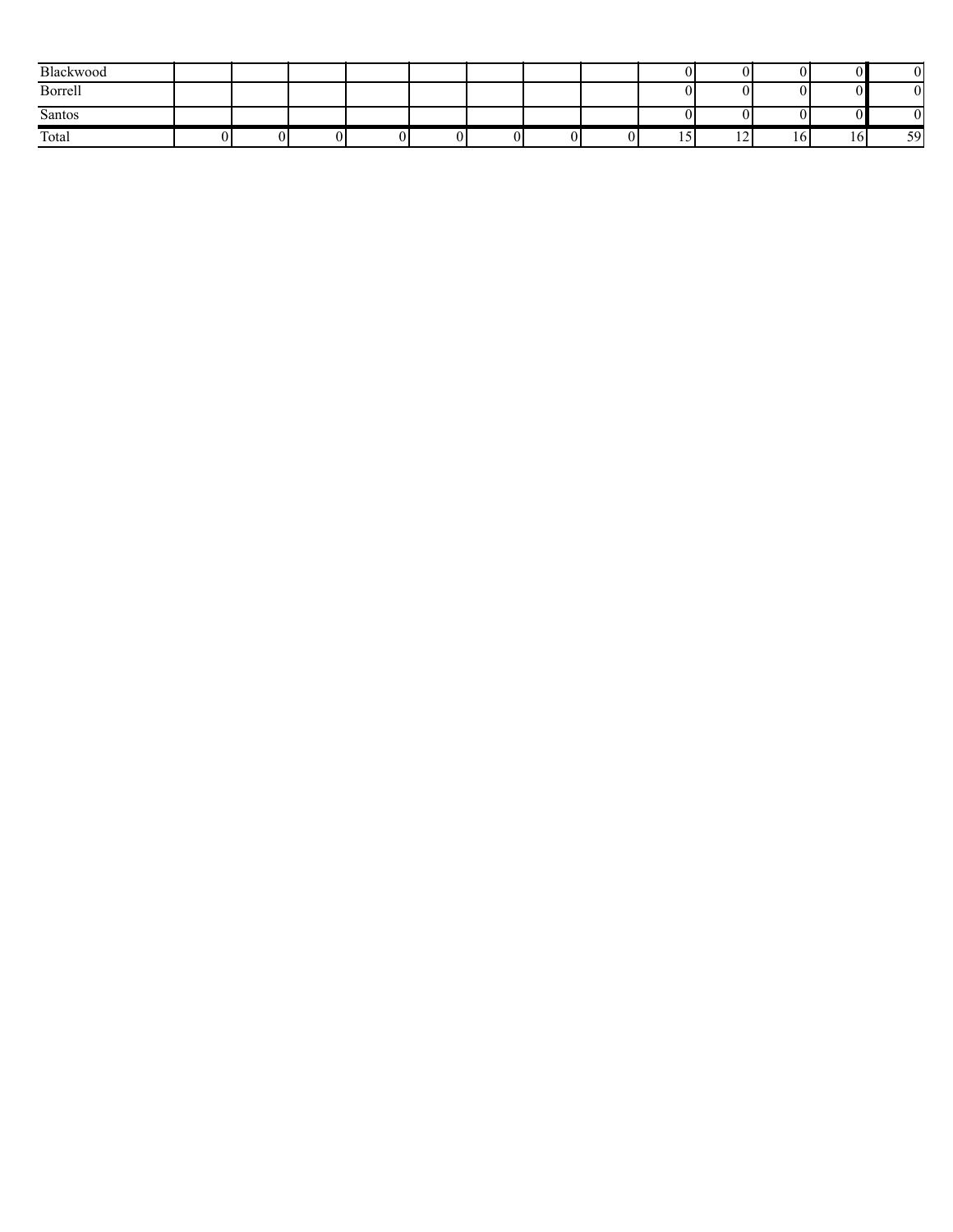| | | | | | | | | | | | | | |
|---|---|---|---|---|---|---|---|---|---|---|---|---|---|
| Blackwood | | | | | | | | | 0 | 0 | 0 | 0 | 0 |
| Borrell | | | | | | | | | 0 | 0 | 0 | 0 | 0 |
| Santos | | | | | | | | | 0 | 0 | 0 | 0 | 0 |
| Total | 0 | 0 | 0 | 0 | 0 | 0 | 0 | 0 | 15 | 12 | 16 | 16 | 59 |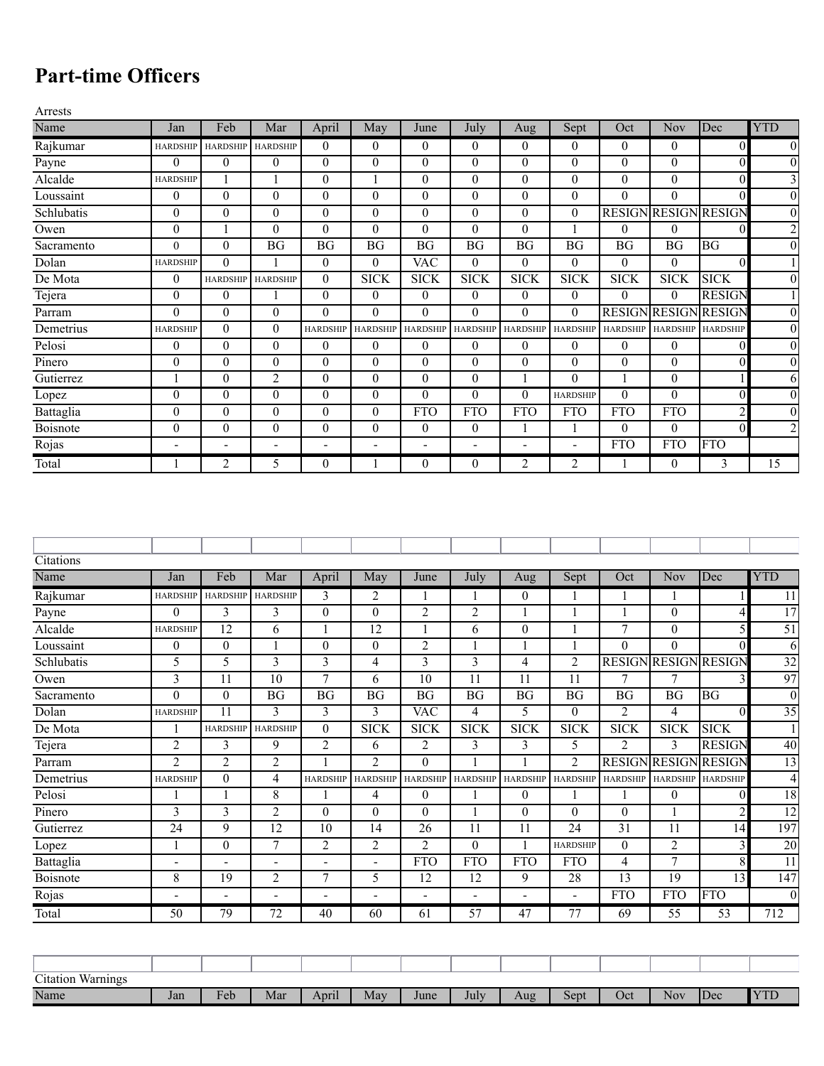# Part-time Officers

Arrests

| Name | Jan | Feb | Mar | April | May | June | July | Aug | Sept | Oct | Nov | Dec | YTD |
|---|---|---|---|---|---|---|---|---|---|---|---|---|---|
| Rajkumar | HARDSHIP | HARDSHIP | HARDSHIP | 0 | 0 | 0 | 0 | 0 | 0 | 0 | 0 | 0 | 0 |
| Payne | 0 | 0 | 0 | 0 | 0 | 0 | 0 | 0 | 0 | 0 | 0 | 0 | 0 |
| Alcalde | HARDSHIP | 1 | 1 | 0 | 1 | 0 | 0 | 0 | 0 | 0 | 0 | 0 | 3 |
| Loussaint | 0 | 0 | 0 | 0 | 0 | 0 | 0 | 0 | 0 | 0 | 0 | 0 | 0 |
| Schlubatis | 0 | 0 | 0 | 0 | 0 | 0 | 0 | 0 | 0 | RESIGN | RESIGN | RESIGN | 0 |
| Owen | 0 | 1 | 0 | 0 | 0 | 0 | 0 | 0 | 1 | 0 | 0 | 0 | 2 |
| Sacramento | 0 | 0 | BG | BG | BG | BG | BG | BG | BG | BG | BG | BG | 0 |
| Dolan | HARDSHIP | 0 | 1 | 0 | 0 | VAC | 0 | 0 | 0 | 0 | 0 | 0 | 1 |
| De Mota | 0 | HARDSHIP | HARDSHIP | 0 | SICK | SICK | SICK | SICK | SICK | SICK | SICK | SICK | 0 |
| Tejera | 0 | 0 | 1 | 0 | 0 | 0 | 0 | 0 | 0 | 0 | 0 | RESIGN | 1 |
| Parram | 0 | 0 | 0 | 0 | 0 | 0 | 0 | 0 | 0 | RESIGN | RESIGN | RESIGN | 0 |
| Demetrius | HARDSHIP | 0 | 0 | HARDSHIP | HARDSHIP | HARDSHIP | HARDSHIP | HARDSHIP | HARDSHIP | HARDSHIP | HARDSHIP | HARDSHIP | 0 |
| Pelosi | 0 | 0 | 0 | 0 | 0 | 0 | 0 | 0 | 0 | 0 | 0 | 0 | 0 |
| Pinero | 0 | 0 | 0 | 0 | 0 | 0 | 0 | 0 | 0 | 0 | 0 | 0 | 0 |
| Gutierrez | 1 | 0 | 2 | 0 | 0 | 0 | 0 | 1 | 0 | 1 | 0 | 1 | 6 |
| Lopez | 0 | 0 | 0 | 0 | 0 | 0 | 0 | 0 | HARDSHIP | 0 | 0 | 0 | 0 |
| Battaglia | 0 | 0 | 0 | 0 | 0 | FTO | FTO | FTO | FTO | FTO | FTO | 2 | 0 |
| Boisnote | 0 | 0 | 0 | 0 | 0 | 0 | 0 | 1 | 1 | 0 | 0 | 0 | 2 |
| Rojas | - | - | - | - | - | - | - | - | - | FTO | FTO | FTO | |
| Total | 1 | 2 | 5 | 0 | 1 | 0 | 0 | 2 | 2 | 1 | 0 | 3 | 15 |

Citations

| Name | Jan | Feb | Mar | April | May | June | July | Aug | Sept | Oct | Nov | Dec | YTD |
|---|---|---|---|---|---|---|---|---|---|---|---|---|---|
| Rajkumar | HARDSHIP | HARDSHIP | HARDSHIP | 3 | 2 | 1 | 1 | 0 | 1 | 1 | 1 | 1 | 11 |
| Payne | 0 | 3 | 3 | 0 | 0 | 2 | 2 | 1 | 1 | 1 | 0 | 4 | 17 |
| Alcalde | HARDSHIP | 12 | 6 | 1 | 12 | 1 | 6 | 0 | 1 | 7 | 0 | 5 | 51 |
| Loussaint | 0 | 0 | 1 | 0 | 0 | 2 | 1 | 1 | 1 | 0 | 0 | 0 | 6 |
| Schlubatis | 5 | 5 | 3 | 3 | 4 | 3 | 3 | 4 | 2 | RESIGN | RESIGN | RESIGN | 32 |
| Owen | 3 | 11 | 10 | 7 | 6 | 10 | 11 | 11 | 11 | 7 | 7 | 3 | 97 |
| Sacramento | 0 | 0 | BG | BG | BG | BG | BG | BG | BG | BG | BG | BG | 0 |
| Dolan | HARDSHIP | 11 | 3 | 3 | 3 | VAC | 4 | 5 | 0 | 2 | 4 | 0 | 35 |
| De Mota | 1 | HARDSHIP | HARDSHIP | 0 | SICK | SICK | SICK | SICK | SICK | SICK | SICK | SICK | 1 |
| Tejera | 2 | 3 | 9 | 2 | 6 | 2 | 3 | 3 | 5 | 2 | 3 | RESIGN | 40 |
| Parram | 2 | 2 | 2 | 1 | 2 | 0 | 1 | 1 | 2 | RESIGN | RESIGN | RESIGN | 13 |
| Demetrius | HARDSHIP | 0 | 4 | HARDSHIP | HARDSHIP | HARDSHIP | HARDSHIP | HARDSHIP | HARDSHIP | HARDSHIP | HARDSHIP | HARDSHIP | 4 |
| Pelosi | 1 | 1 | 8 | 1 | 4 | 0 | 1 | 0 | 1 | 1 | 0 | 0 | 18 |
| Pinero | 3 | 3 | 2 | 0 | 0 | 0 | 1 | 0 | 0 | 0 | 1 | 2 | 12 |
| Gutierrez | 24 | 9 | 12 | 10 | 14 | 26 | 11 | 11 | 24 | 31 | 11 | 14 | 197 |
| Lopez | 1 | 0 | 7 | 2 | 2 | 2 | 0 | 1 | HARDSHIP | 0 | 2 | 3 | 20 |
| Battaglia | - | - | - | - | - | FTO | FTO | FTO | FTO | 4 | 7 | 8 | 11 |
| Boisnote | 8 | 19 | 2 | 7 | 5 | 12 | 12 | 9 | 28 | 13 | 19 | 13 | 147 |
| Rojas | - | - | - | - | - | - | - | - | - | FTO | FTO | FTO | 0 |
| Total | 50 | 79 | 72 | 40 | 60 | 61 | 57 | 47 | 77 | 69 | 55 | 53 | 712 |

Citation Warnings

| Name | Jan | Feb | Mar | April | May | June | July | Aug | Sept | Oct | Nov | Dec | YTD |
|---|---|---|---|---|---|---|---|---|---|---|---|---|---|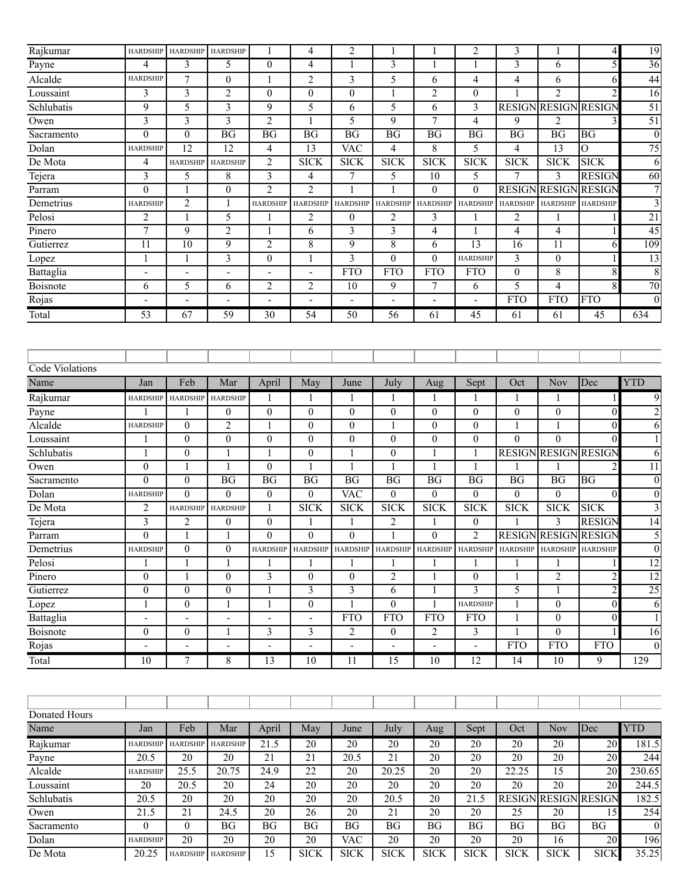| | | | | | | | | | | | | | |
|---|---|---|---|---|---|---|---|---|---|---|---|---|---|
| Rajkumar | HARDSHIP | HARDSHIP | HARDSHIP | 1 | 4 | 2 | 1 | 1 | 2 | 3 | 1 | 4 | 19 |
| Payne | 4 | 3 | 5 | 0 | 4 | 1 | 3 | 1 | 1 | 3 | 6 | 5 | 36 |
| Alcalde | HARDSHIP | 7 | 0 | 1 | 2 | 3 | 5 | 6 | 4 | 4 | 6 | 6 | 44 |
| Loussaint | 3 | 3 | 2 | 0 | 0 | 0 | 1 | 2 | 0 | 1 | 2 | 2 | 16 |
| Schlubatis | 9 | 5 | 3 | 9 | 5 | 6 | 5 | 6 | 3 | RESIGN | RESIGN | RESIGN | 51 |
| Owen | 3 | 3 | 3 | 2 | 1 | 5 | 9 | 7 | 4 | 9 | 2 | 3 | 51 |
| Sacramento | 0 | 0 | BG | BG | BG | BG | BG | BG | BG | BG | BG | BG | 0 |
| Dolan | HARDSHIP | 12 | 12 | 4 | 13 | VAC | 4 | 8 | 5 | 4 | 13 | O | 75 |
| De Mota | 4 | HARDSHIP | HARDSHIP | 2 | SICK | SICK | SICK | SICK | SICK | SICK | SICK | SICK | 6 |
| Tejera | 3 | 5 | 8 | 3 | 4 | 7 | 5 | 10 | 5 | 7 | 3 | RESIGN | 60 |
| Parram | 0 | 1 | 0 | 2 | 2 | 1 | 1 | 0 | 0 | RESIGN | RESIGN | RESIGN | 7 |
| Demetrius | HARDSHIP | 2 | 1 | HARDSHIP | HARDSHIP | HARDSHIP | HARDSHIP | HARDSHIP | HARDSHIP | HARDSHIP | HARDSHIP | HARDSHIP | 3 |
| Pelosi | 2 | 1 | 5 | 1 | 2 | 0 | 2 | 3 | 1 | 2 | 1 | 1 | 21 |
| Pinero | 7 | 9 | 2 | 1 | 6 | 3 | 3 | 4 | 1 | 4 | 4 | 1 | 45 |
| Gutierrez | 11 | 10 | 9 | 2 | 8 | 9 | 8 | 6 | 13 | 16 | 11 | 6 | 109 |
| Lopez | 1 | 1 | 3 | 0 | 1 | 3 | 0 | 0 | HARDSHIP | 3 | 0 | 1 | 13 |
| Battaglia | - | - | - | - | - | FTO | FTO | FTO | FTO | 0 | 8 | 8 | 8 |
| Boisnote | 6 | 5 | 6 | 2 | 2 | 10 | 9 | 7 | 6 | 5 | 4 | 8 | 70 |
| Rojas | - | - | - | - | - | - | - | - | - | FTO | FTO | FTO | 0 |
| Total | 53 | 67 | 59 | 30 | 54 | 50 | 56 | 61 | 45 | 61 | 61 | 45 | 634 |

Code Violations

| Name | Jan | Feb | Mar | April | May | June | July | Aug | Sept | Oct | Nov | Dec | YTD |
|---|---|---|---|---|---|---|---|---|---|---|---|---|---|
| Rajkumar | HARDSHIP | HARDSHIP | HARDSHIP | 1 | 1 | 1 | 1 | 1 | 1 | 1 | 1 | 1 | 9 |
| Payne | 1 | 1 | 0 | 0 | 0 | 0 | 0 | 0 | 0 | 0 | 0 | 0 | 2 |
| Alcalde | HARDSHIP | 0 | 2 | 1 | 0 | 0 | 1 | 0 | 0 | 1 | 1 | 0 | 6 |
| Loussaint | 1 | 0 | 0 | 0 | 0 | 0 | 0 | 0 | 0 | 0 | 0 | 0 | 1 |
| Schlubatis | 1 | 0 | 1 | 1 | 0 | 1 | 0 | 1 | 1 | RESIGN | RESIGN | RESIGN | 6 |
| Owen | 0 | 1 | 1 | 0 | 1 | 1 | 1 | 1 | 1 | 1 | 1 | 2 | 11 |
| Sacramento | 0 | 0 | BG | BG | BG | BG | BG | BG | BG | BG | BG | BG | 0 |
| Dolan | HARDSHIP | 0 | 0 | 0 | 0 | VAC | 0 | 0 | 0 | 0 | 0 | 0 | 0 |
| De Mota | 2 | HARDSHIP | HARDSHIP | 1 | SICK | SICK | SICK | SICK | SICK | SICK | SICK | SICK | 3 |
| Tejera | 3 | 2 | 0 | 0 | 1 | 1 | 2 | 1 | 0 | 1 | 3 | RESIGN | 14 |
| Parram | 0 | 1 | 1 | 0 | 0 | 0 | 1 | 0 | 2 | RESIGN | RESIGN | RESIGN | 5 |
| Demetrius | HARDSHIP | 0 | 0 | HARDSHIP | HARDSHIP | HARDSHIP | HARDSHIP | HARDSHIP | HARDSHIP | HARDSHIP | HARDSHIP | HARDSHIP | 0 |
| Pelosi | 1 | 1 | 1 | 1 | 1 | 1 | 1 | 1 | 1 | 1 | 1 | 1 | 12 |
| Pinero | 0 | 1 | 0 | 3 | 0 | 0 | 2 | 1 | 0 | 1 | 2 | 2 | 12 |
| Gutierrez | 0 | 0 | 0 | 1 | 3 | 3 | 6 | 1 | 3 | 5 | 1 | 2 | 25 |
| Lopez | 1 | 0 | 1 | 1 | 0 | 1 | 0 | 1 | HARDSHIP | 1 | 0 | 0 | 6 |
| Battaglia | - | - | - | - | - | FTO | FTO | FTO | FTO | 1 | 0 | 0 | 1 |
| Boisnote | 0 | 0 | 1 | 3 | 3 | 2 | 0 | 2 | 3 | 1 | 0 | 1 | 16 |
| Rojas | - | - | - | - | - | - | - | - | - | FTO | FTO | FTO | 0 |
| Total | 10 | 7 | 8 | 13 | 10 | 11 | 15 | 10 | 12 | 14 | 10 | 9 | 129 |

Donated Hours

| Name | Jan | Feb | Mar | April | May | June | July | Aug | Sept | Oct | Nov | Dec | YTD |
|---|---|---|---|---|---|---|---|---|---|---|---|---|---|
| Rajkumar | HARDSHIP | HARDSHIP | HARDSHIP | 21.5 | 20 | 20 | 20 | 20 | 20 | 20 | 20 | 20 | 181.5 |
| Payne | 20.5 | 20 | 20 | 21 | 21 | 20.5 | 21 | 20 | 20 | 20 | 20 | 20 | 244 |
| Alcalde | HARDSHIP | 25.5 | 20.75 | 24.9 | 22 | 20 | 20.25 | 20 | 20 | 22.25 | 15 | 20 | 230.65 |
| Loussaint | 20 | 20.5 | 20 | 24 | 20 | 20 | 20 | 20 | 20 | 20 | 20 | 20 | 244.5 |
| Schlubatis | 20.5 | 20 | 20 | 20 | 20 | 20 | 20.5 | 20 | 21.5 | RESIGN | RESIGN | RESIGN | 182.5 |
| Owen | 21.5 | 21 | 24.5 | 20 | 26 | 20 | 21 | 20 | 20 | 25 | 20 | 15 | 254 |
| Sacramento | 0 | 0 | BG | BG | BG | BG | BG | BG | BG | BG | BG | BG | 0 |
| Dolan | HARDSHIP | 20 | 20 | 20 | 20 | VAC | 20 | 20 | 20 | 20 | 16 | 20 | 196 |
| De Mota | 20.25 | HARDSHIP | HARDSHIP | 15 | SICK | SICK | SICK | SICK | SICK | SICK | SICK | SICK | 35.25 |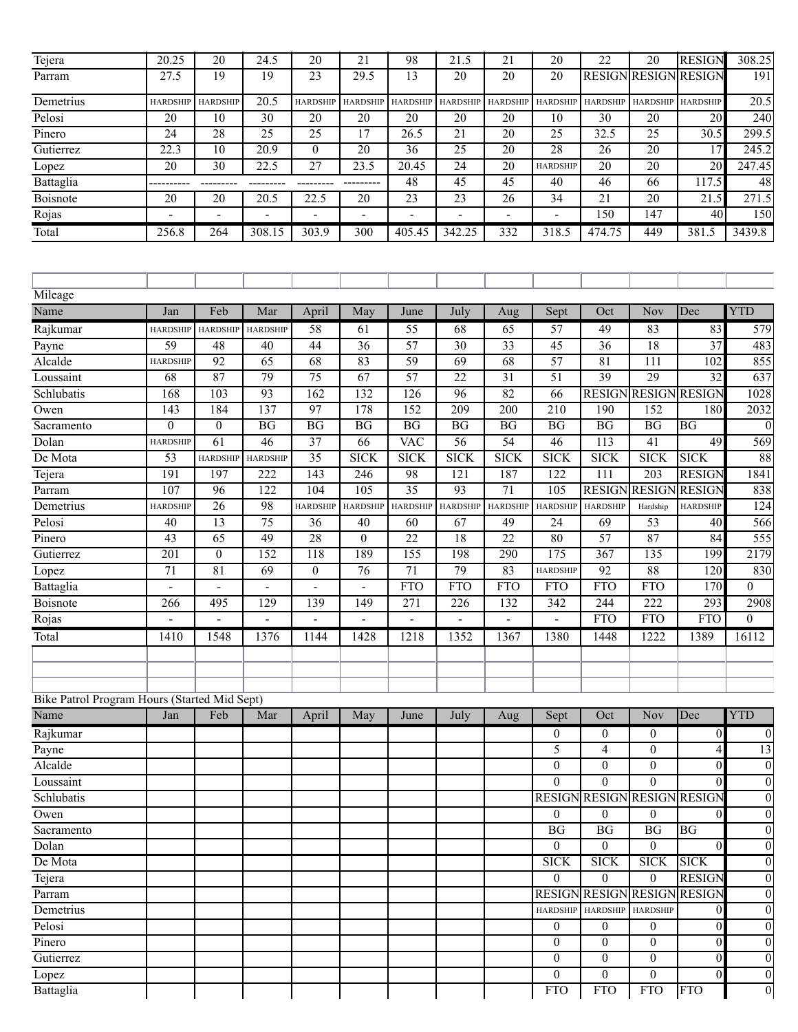| | | | | | | | | | | | | | |
|---|---|---|---|---|---|---|---|---|---|---|---|---|---|
| Tejera | 20.25 | 20 | 24.5 | 20 | 21 | 98 | 21.5 | 21 | 20 | 22 | 20 | RESIGN | 308.25 |
| Parram | 27.5 | 19 | 19 | 23 | 29.5 | 13 | 20 | 20 | 20 | RESIGN | RESIGN | RESIGN | 191 |
| Demetrius | HARDSHIP | HARDSHIP | 20.5 | HARDSHIP | HARDSHIP | HARDSHIP | HARDSHIP | HARDSHIP | HARDSHIP | HARDSHIP | HARDSHIP | HARDSHIP | 20.5 |
| Pelosi | 20 | 10 | 30 | 20 | 20 | 20 | 20 | 20 | 10 | 30 | 20 | 20 | 240 |
| Pinero | 24 | 28 | 25 | 25 | 17 | 26.5 | 21 | 20 | 25 | 32.5 | 25 | 30.5 | 299.5 |
| Gutierrez | 22.3 | 10 | 20.9 | 0 | 20 | 36 | 25 | 20 | 28 | 26 | 20 | 17 | 245.2 |
| Lopez | 20 | 30 | 22.5 | 27 | 23.5 | 20.45 | 24 | 20 | HARDSHIP | 20 | 20 | 20 | 247.45 |
| Battaglia | ---------- | --------- | --------- | --------- | --------- | 48 | 45 | 45 | 40 | 46 | 66 | 117.5 | 48 |
| Boisnote | 20 | 20 | 20.5 | 22.5 | 20 | 23 | 23 | 26 | 34 | 21 | 20 | 21.5 | 271.5 |
| Rojas | - | - | - | - | - | - | - | - | - | 150 | 147 | 40 | 150 |
| Total | 256.8 | 264 | 308.15 | 303.9 | 300 | 405.45 | 342.25 | 332 | 318.5 | 474.75 | 449 | 381.5 | 3439.8 |

Mileage

| Name | Jan | Feb | Mar | April | May | June | July | Aug | Sept | Oct | Nov | Dec | YTD |
|---|---|---|---|---|---|---|---|---|---|---|---|---|---|
| Rajkumar | HARDSHIP | HARDSHIP | HARDSHIP | 58 | 61 | 55 | 68 | 65 | 57 | 49 | 83 | 83 | 579 |
| Payne | 59 | 48 | 40 | 44 | 36 | 57 | 30 | 33 | 45 | 36 | 18 | 37 | 483 |
| Alcalde | HARDSHIP | 92 | 65 | 68 | 83 | 59 | 69 | 68 | 57 | 81 | 111 | 102 | 855 |
| Loussaint | 68 | 87 | 79 | 75 | 67 | 57 | 22 | 31 | 51 | 39 | 29 | 32 | 637 |
| Schlubatis | 168 | 103 | 93 | 162 | 132 | 126 | 96 | 82 | 66 | RESIGN | RESIGN | RESIGN | 1028 |
| Owen | 143 | 184 | 137 | 97 | 178 | 152 | 209 | 200 | 210 | 190 | 152 | 180 | 2032 |
| Sacramento | 0 | 0 | BG | BG | BG | BG | BG | BG | BG | BG | BG | BG | 0 |
| Dolan | HARDSHIP | 61 | 46 | 37 | 66 | VAC | 56 | 54 | 46 | 113 | 41 | 49 | 569 |
| De Mota | 53 | HARDSHIP | HARDSHIP | 35 | SICK | SICK | SICK | SICK | SICK | SICK | SICK | SICK | 88 |
| Tejera | 191 | 197 | 222 | 143 | 246 | 98 | 121 | 187 | 122 | 111 | 203 | RESIGN | 1841 |
| Parram | 107 | 96 | 122 | 104 | 105 | 35 | 93 | 71 | 105 | RESIGN | RESIGN | RESIGN | 838 |
| Demetrius | HARDSHIP | 26 | 98 | HARDSHIP | HARDSHIP | HARDSHIP | HARDSHIP | HARDSHIP | HARDSHIP | HARDSHIP | Hardship | HARDSHIP | 124 |
| Pelosi | 40 | 13 | 75 | 36 | 40 | 60 | 67 | 49 | 24 | 69 | 53 | 40 | 566 |
| Pinero | 43 | 65 | 49 | 28 | 0 | 22 | 18 | 22 | 80 | 57 | 87 | 84 | 555 |
| Gutierrez | 201 | 0 | 152 | 118 | 189 | 155 | 198 | 290 | 175 | 367 | 135 | 199 | 2179 |
| Lopez | 71 | 81 | 69 | 0 | 76 | 71 | 79 | 83 | HARDSHIP | 92 | 88 | 120 | 830 |
| Battaglia | - | - | - | - | - | FTO | FTO | FTO | FTO | FTO | FTO | 170 | 0 |
| Boisnote | 266 | 495 | 129 | 139 | 149 | 271 | 226 | 132 | 342 | 244 | 222 | 293 | 2908 |
| Rojas | - | - | - | - | - | - | - | - | - | FTO | FTO | FTO | 0 |
| Total | 1410 | 1548 | 1376 | 1144 | 1428 | 1218 | 1352 | 1367 | 1380 | 1448 | 1222 | 1389 | 16112 |

Bike Patrol Program Hours (Started Mid Sept)

| Name | Jan | Feb | Mar | April | May | June | July | Aug | Sept | Oct | Nov | Dec | YTD |
|---|---|---|---|---|---|---|---|---|---|---|---|---|---|
| Rajkumar | | | | | | | | | 0 | 0 | 0 | 0 | 0 |
| Payne | | | | | | | | | 5 | 4 | 0 | 4 | 13 |
| Alcalde | | | | | | | | | 0 | 0 | 0 | 0 | 0 |
| Loussaint | | | | | | | | | 0 | 0 | 0 | 0 | 0 |
| Schlubatis | | | | | | | | | RESIGN | RESIGN | RESIGN | RESIGN | 0 |
| Owen | | | | | | | | | 0 | 0 | 0 | 0 | 0 |
| Sacramento | | | | | | | | | BG | BG | BG | BG | 0 |
| Dolan | | | | | | | | | 0 | 0 | 0 | 0 | 0 |
| De Mota | | | | | | | | | SICK | SICK | SICK | SICK | 0 |
| Tejera | | | | | | | | | 0 | 0 | 0 | RESIGN | 0 |
| Parram | | | | | | | | | RESIGN | RESIGN | RESIGN | RESIGN | 0 |
| Demetrius | | | | | | | | | HARDSHIP | HARDSHIP | HARDSHIP | 0 | 0 |
| Pelosi | | | | | | | | | 0 | 0 | 0 | 0 | 0 |
| Pinero | | | | | | | | | 0 | 0 | 0 | 0 | 0 |
| Gutierrez | | | | | | | | | 0 | 0 | 0 | 0 | 0 |
| Lopez | | | | | | | | | 0 | 0 | 0 | 0 | 0 |
| Battaglia | | | | | | | | | FTO | FTO | FTO | FTO | 0 |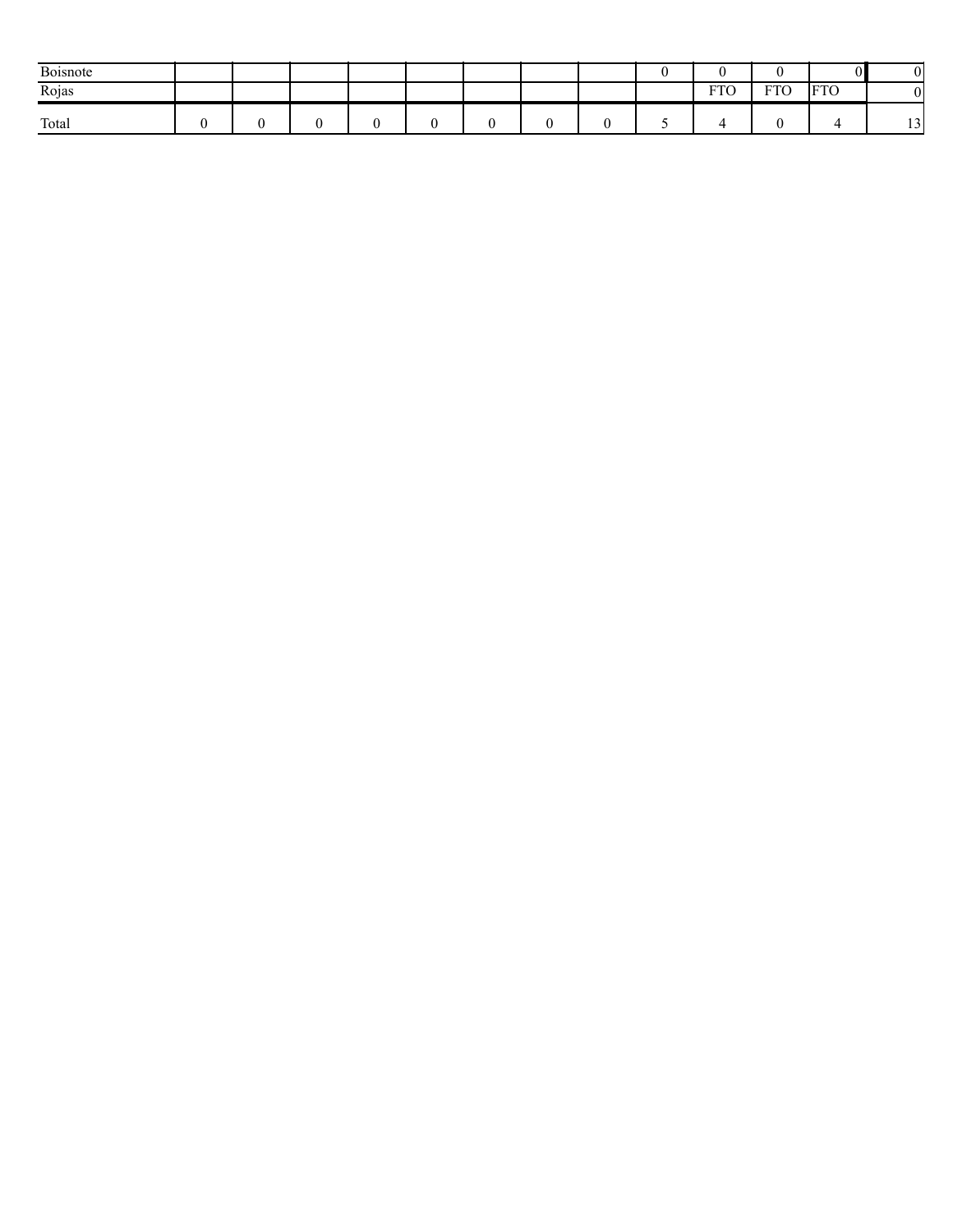| | | | | | | | | | | | | | |
|---|---|---|---|---|---|---|---|---|---|---|---|---|---|
| Boisnote | | | | | | | | | 0 | 0 | 0 | 0 | 0 |
| Rojas | | | | | | | | | | FTO | FTO | FTO | 0 |
| Total | 0 | 0 | 0 | 0 | 0 | 0 | 0 | 0 | 5 | 4 | 0 | 4 | 13 |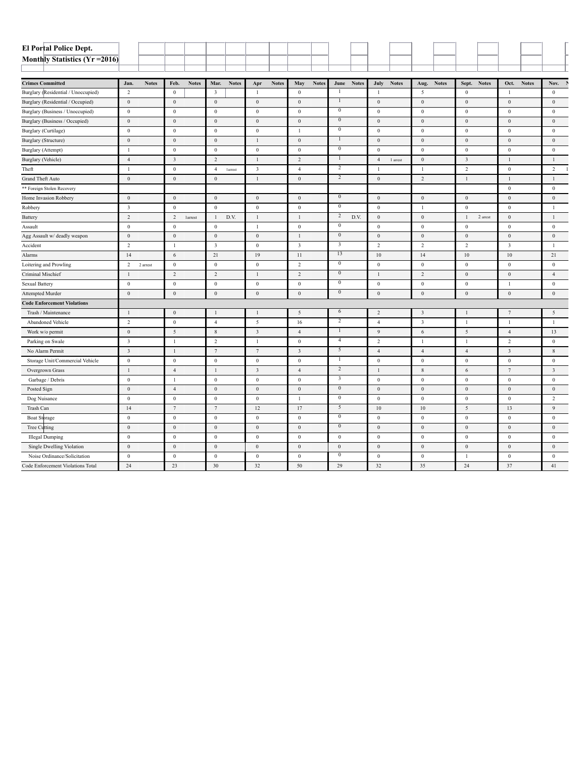**El Portal Police Dept.**
**Monthly Statistics (Yr =2016)**

| Crimes Committed | Jan. | Notes | Feb. | Notes | Mar. | Notes | Apr | Notes | May | Notes | June | Notes | July | Notes | Aug. | Notes | Sept. | Notes | Oct. | Notes | Nov. | N |
|---|---|---|---|---|---|---|---|---|---|---|---|---|---|---|---|---|---|---|---|---|---|---|
| Burglary (Residential / Unoccupied) | 2 | | 0 | | 3 | | 1 | | 0 | | 1 | | 1 | | 5 | | 0 | | 1 | | 0 | |
| Burglary (Residential / Occupied) | 0 | | 0 | | 0 | | 0 | | 0 | | 1 | | 0 | | 0 | | 0 | | 0 | | 0 | |
| Burglary (Business / Unoccupied) | 0 | | 0 | | 0 | | 0 | | 0 | | 0 | | 0 | | 0 | | 0 | | 0 | | 0 | |
| Burglary (Business / Occupied) | 0 | | 0 | | 0 | | 0 | | 0 | | 0 | | 0 | | 0 | | 0 | | 0 | | 0 | |
| Burglary (Curtilage) | 0 | | 0 | | 0 | | 0 | | 1 | | 0 | | 0 | | 0 | | 0 | | 0 | | 0 | |
| Burglary (Structure) | 0 | | 0 | | 0 | | 1 | | 0 | | 1 | | 0 | | 0 | | 0 | | 0 | | 0 | |
| Burglary (Attempt) | 1 | | 0 | | 0 | | 0 | | 0 | | 0 | | 0 | | 0 | | 0 | | 0 | | 0 | |
| Burglary (Vehicle) | 4 | | 3 | | 2 | | 1 | | 2 | | 1 | | 4 | 1 arrest | 0 | | 3 | | 1 | | 1 | |
| Theft | 1 | | 0 | | 4 | 1arrest | 3 | | 4 | | 2 | | 1 | | 1 | | 2 | | 0 | | 2 | 1 |
| Grand Theft Auto | 0 | | 0 | | 0 | | 1 | | 0 | | 2 | | 0 | | 2 | | 1 | | 1 | | 1 | |
| ** Foreign Stolen Recovery | | | | | | | | | | | | | | | | | | | 0 | | 0 | |
| Home Invasion Robbery | 0 | | 0 | | 0 | | 0 | | 0 | | 0 | | 0 | | 0 | | 0 | | 0 | | 0 | |
| Robbery | 3 | | 0 | | 0 | | 0 | | 0 | | 0 | | 0 | | 1 | | 0 | | 0 | | 1 | |
| Battery | 2 | | 2 | 1arrest | 1 | D.V. | 1 | | 1 | | 2 | D.V. | 0 | | 0 | | 1 | 2 arrest | 0 | | 1 | |
| Assault | 0 | | 0 | | 0 | | 1 | | 0 | | 0 | | 0 | | 0 | | 0 | | 0 | | 0 | |
| Agg Assault w/ deadly weapon | 0 | | 0 | | 0 | | 0 | | 1 | | 0 | | 0 | | 0 | | 0 | | 0 | | 0 | |
| Accident | 2 | | 1 | | 3 | | 0 | | 3 | | 3 | | 2 | | 2 | | 2 | | 3 | | 1 | |
| Alarms | 14 | | 6 | | 21 | | 19 | | 11 | | 13 | | 10 | | 14 | | 10 | | 10 | | 21 | |
| Loitering and Prowling | 2 | 2 arrest | 0 | | 0 | | 0 | | 2 | | 0 | | 0 | | 0 | | 0 | | 0 | | 0 | |
| Criminal Mischief | 1 | | 2 | | 2 | | 1 | | 2 | | 0 | | 1 | | 2 | | 0 | | 0 | | 4 | |
| Sexual Battery | 0 | | 0 | | 0 | | 0 | | 0 | | 0 | | 0 | | 0 | | 0 | | 1 | | 0 | |
| Attempted Murder | 0 | | 0 | | 0 | | 0 | | 0 | | 0 | | 0 | | 0 | | 0 | | 0 | | 0 | |
| **Code Enforcement Violations** | | | | | | | | | | | | | | | | | | | | | | |
| Trash / Maintenance | 1 | | 0 | | 1 | | 1 | | 5 | | 6 | | 2 | | 3 | | 1 | | 7 | | 5 | |
| Abandoned Vehicle | 2 | | 0 | | 4 | | 5 | | 16 | | 2 | | 4 | | 3 | | 1 | | 1 | | 1 | |
| Work w/o permit | 0 | | 5 | | 8 | | 3 | | 4 | | 1 | | 9 | | 6 | | 5 | | 4 | | 13 | |
| Parking on Swale | 3 | | 1 | | 2 | | 1 | | 0 | | 4 | | 2 | | 1 | | 1 | | 2 | | 0 | |
| No Alarm Permit | 3 | | 1 | | 7 | | 7 | | 3 | | 5 | | 4 | | 4 | | 4 | | 3 | | 8 | |
| Storage Unit/Commercial Vehicle | 0 | | 0 | | 0 | | 0 | | 0 | | 1 | | 0 | | 0 | | 0 | | 0 | | 0 | |
| Overgrown Grass | 1 | | 4 | | 1 | | 3 | | 4 | | 2 | | 1 | | 8 | | 6 | | 7 | | 3 | |
| Garbage / Debris | 0 | | 1 | | 0 | | 0 | | 0 | | 3 | | 0 | | 0 | | 0 | | 0 | | 0 | |
| Posted Sign | 0 | | 4 | | 0 | | 0 | | 0 | | 0 | | 0 | | 0 | | 0 | | 0 | | 0 | |
| Dog Nuisance | 0 | | 0 | | 0 | | 0 | | 1 | | 0 | | 0 | | 0 | | 0 | | 0 | | 2 | |
| Trash Can | 14 | | 7 | | 7 | | 12 | | 17 | | 5 | | 10 | | 10 | | 5 | | 13 | | 9 | |
| Boat Storage | 0 | | 0 | | 0 | | 0 | | 0 | | 0 | | 0 | | 0 | | 0 | | 0 | | 0 | |
| Tree Cutting | 0 | | 0 | | 0 | | 0 | | 0 | | 0 | | 0 | | 0 | | 0 | | 0 | | 0 | |
| Illegal Dumping | 0 | | 0 | | 0 | | 0 | | 0 | | 0 | | 0 | | 0 | | 0 | | 0 | | 0 | |
| Single Dwelling Violation | 0 | | 0 | | 0 | | 0 | | 0 | | 0 | | 0 | | 0 | | 0 | | 0 | | 0 | |
| Noise Ordinance/Solicitation | 0 | | 0 | | 0 | | 0 | | 0 | | 0 | | 0 | | 0 | | 1 | | 0 | | 0 | |
| Code Enforcement Violations Total | 24 | | 23 | | 30 | | 32 | | 50 | | 29 | | 32 | | 35 | | 24 | | 37 | | 41 | |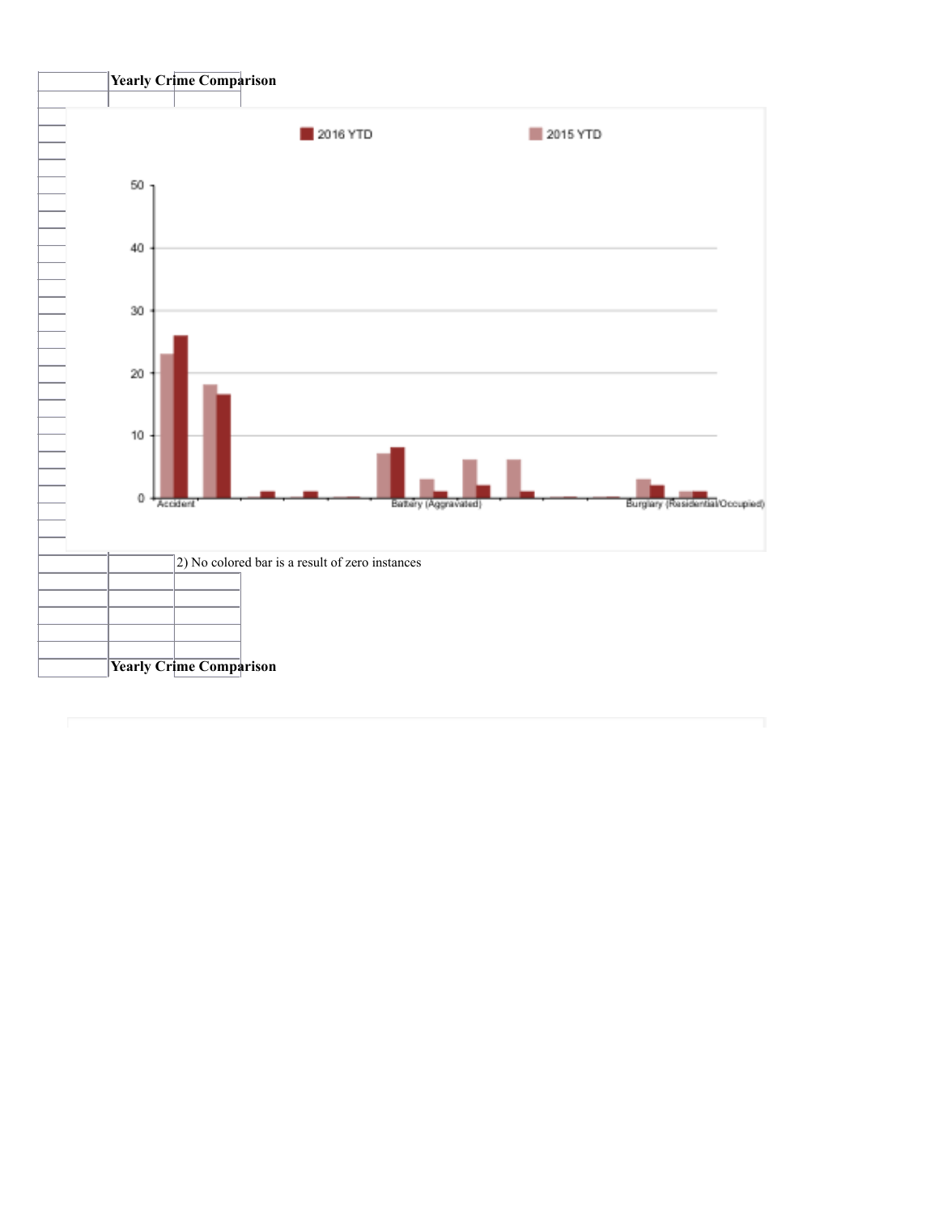**Yearly Crime Comparison**

2016 YTD    2015 YTD

Accident    Battery (Aggravated)    Burglary (Residential/Occupied)

2) No colored bar is a result of zero instances

**Yearly Crime Comparison**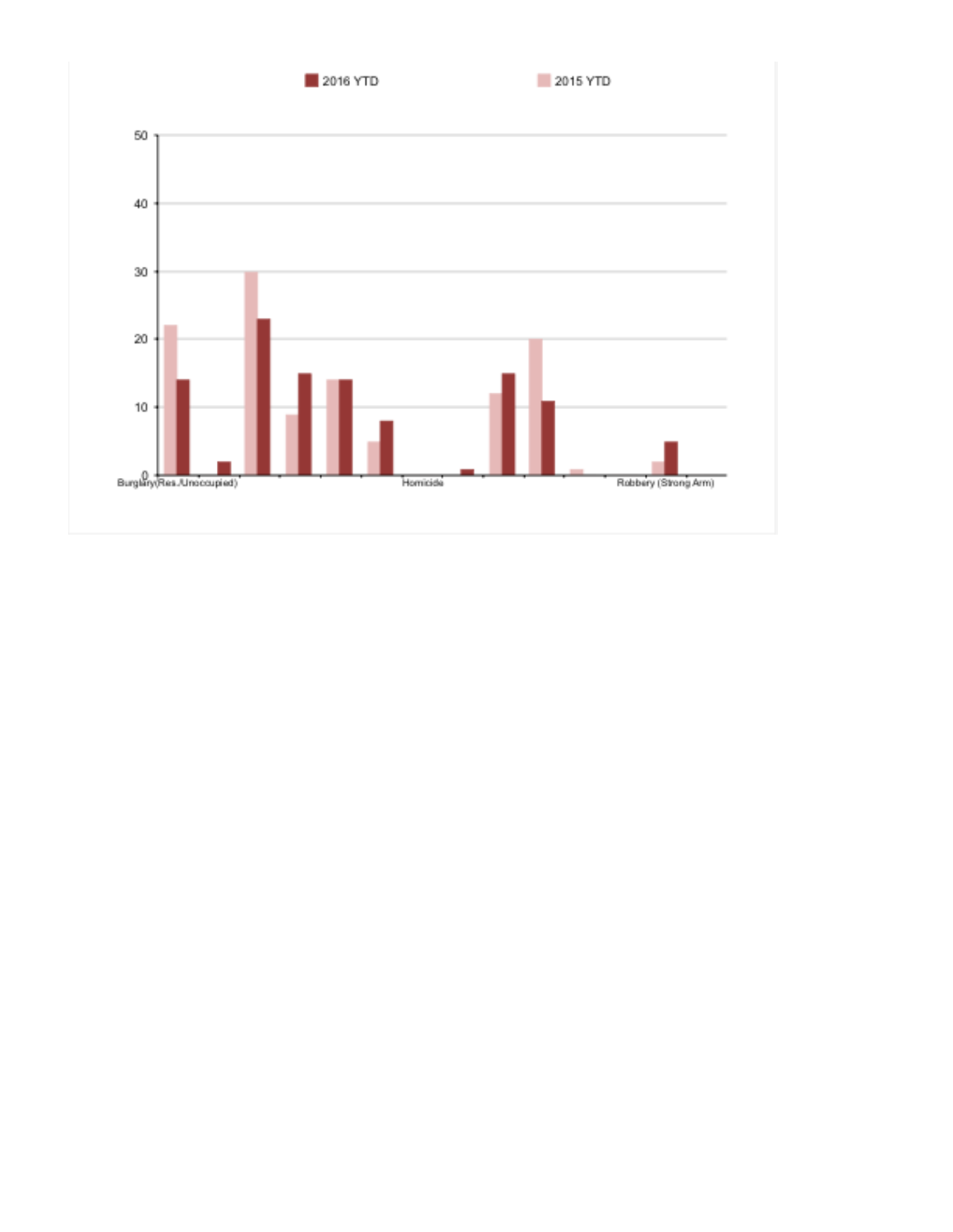2016 YTD | 2015 YTD

| Category | 2015 YTD | 2016 YTD |
|---|---|---|
| Burglary(Res./Unoccupied) | 22 | 14 |
| | 0 | 2 |
| | 30 | 23 |
| | 9 | 15 |
| | 14 | 14 |
| | 5 | 8 |
| Homicide | 0 | 0 |
| | 0 | 1 |
| | 12 | 15 |
| | 20 | 11 |
| | 1 | 0 |
| | 0 | 0 |
| | 2 | 5 |
| Robbery (Strong Arm) | 0 | 0 |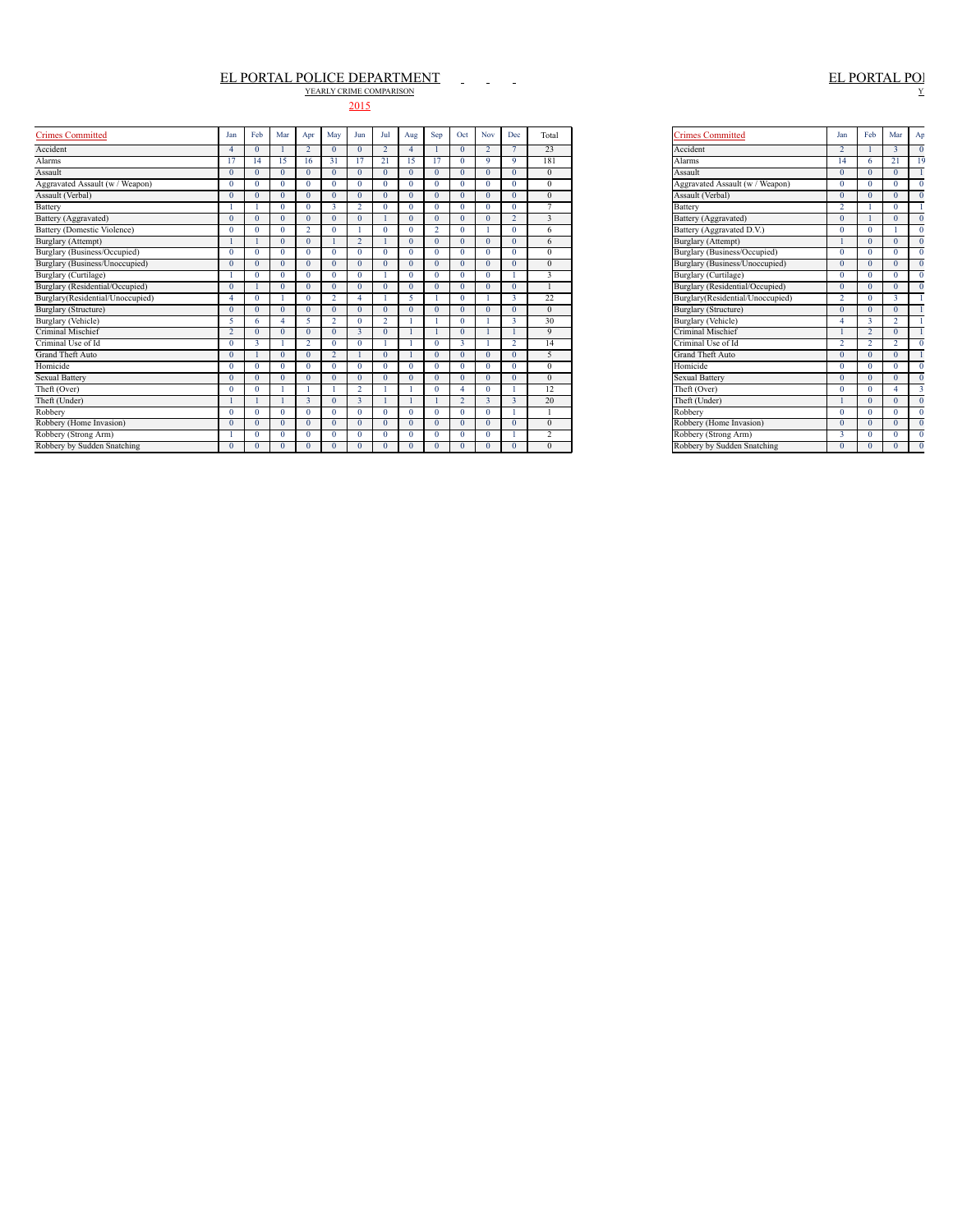# EL PORTAL POLICE DEPARTMENT

YEARLY CRIME COMPARISON

2015

| Crimes Committed | Jan | Feb | Mar | Apr | May | Jun | Jul | Aug | Sep | Oct | Nov | Dec | Total |
|---|---|---|---|---|---|---|---|---|---|---|---|---|---|
| Accident | 4 | 0 | 1 | 2 | 0 | 0 | 2 | 4 | 1 | 0 | 2 | 7 | 23 |
| Alarms | 17 | 14 | 15 | 16 | 31 | 17 | 21 | 15 | 17 | 0 | 9 | 9 | 181 |
| Assault | 0 | 0 | 0 | 0 | 0 | 0 | 0 | 0 | 0 | 0 | 0 | 0 | 0 |
| Aggravated Assault (w / Weapon) | 0 | 0 | 0 | 0 | 0 | 0 | 0 | 0 | 0 | 0 | 0 | 0 | 0 |
| Assault (Verbal) | 0 | 0 | 0 | 0 | 0 | 0 | 0 | 0 | 0 | 0 | 0 | 0 | 0 |
| Battery | 1 | 1 | 0 | 0 | 3 | 2 | 0 | 0 | 0 | 0 | 0 | 0 | 7 |
| Battery (Aggravated) | 0 | 0 | 0 | 0 | 0 | 0 | 1 | 0 | 0 | 0 | 0 | 2 | 3 |
| Battery (Domestic Violence) | 0 | 0 | 0 | 2 | 0 | 1 | 0 | 0 | 2 | 0 | 1 | 0 | 6 |
| Burglary (Attempt) | 1 | 1 | 0 | 0 | 1 | 2 | 1 | 0 | 0 | 0 | 0 | 0 | 6 |
| Burglary (Business/Occupied) | 0 | 0 | 0 | 0 | 0 | 0 | 0 | 0 | 0 | 0 | 0 | 0 | 0 |
| Burglary (Business/Unoccupied) | 0 | 0 | 0 | 0 | 0 | 0 | 0 | 0 | 0 | 0 | 0 | 0 | 0 |
| Burglary (Curtilage) | 1 | 0 | 0 | 0 | 0 | 0 | 1 | 0 | 0 | 0 | 0 | 1 | 3 |
| Burglary (Residential/Occupied) | 0 | 1 | 0 | 0 | 0 | 0 | 0 | 0 | 0 | 0 | 0 | 0 | 1 |
| Burglary(Residential/Unoccupied) | 4 | 0 | 1 | 0 | 2 | 4 | 1 | 5 | 1 | 0 | 1 | 3 | 22 |
| Burglary (Structure) | 0 | 0 | 0 | 0 | 0 | 0 | 0 | 0 | 0 | 0 | 0 | 0 | 0 |
| Burglary (Vehicle) | 5 | 6 | 4 | 5 | 2 | 0 | 2 | 1 | 1 | 0 | 1 | 3 | 30 |
| Criminal Mischief | 2 | 0 | 0 | 0 | 0 | 3 | 0 | 1 | 1 | 0 | 1 | 1 | 9 |
| Criminal Use of Id | 0 | 3 | 1 | 2 | 0 | 0 | 1 | 1 | 0 | 3 | 1 | 2 | 14 |
| Grand Theft Auto | 0 | 1 | 0 | 0 | 2 | 1 | 0 | 1 | 0 | 0 | 0 | 0 | 5 |
| Homicide | 0 | 0 | 0 | 0 | 0 | 0 | 0 | 0 | 0 | 0 | 0 | 0 | 0 |
| Sexual Battery | 0 | 0 | 0 | 0 | 0 | 0 | 0 | 0 | 0 | 0 | 0 | 0 | 0 |
| Theft (Over) | 0 | 0 | 1 | 1 | 1 | 2 | 1 | 1 | 0 | 4 | 0 | 1 | 12 |
| Theft (Under) | 1 | 1 | 1 | 3 | 0 | 3 | 1 | 1 | 1 | 2 | 3 | 3 | 20 |
| Robbery | 0 | 0 | 0 | 0 | 0 | 0 | 0 | 0 | 0 | 0 | 0 | 1 | 1 |
| Robbery (Home Invasion) | 0 | 0 | 0 | 0 | 0 | 0 | 0 | 0 | 0 | 0 | 0 | 0 | 0 |
| Robbery (Strong Arm) | 1 | 0 | 0 | 0 | 0 | 0 | 0 | 0 | 0 | 0 | 0 | 1 | 2 |
| Robbery by Sudden Snatching | 0 | 0 | 0 | 0 | 0 | 0 | 0 | 0 | 0 | 0 | 0 | 0 | 0 |

# EL PORTAL PO

Y

| Crimes Committed | Jan | Feb | Mar | Ap |
|---|---|---|---|---|
| Accident | 2 | 1 | 3 | 0 |
| Alarms | 14 | 6 | 21 | 19 |
| Assault | 0 | 0 | 0 | 1 |
| Aggravated Assault (w / Weapon) | 0 | 0 | 0 | 0 |
| Assault (Verbal) | 0 | 0 | 0 | 0 |
| Battery | 2 | 1 | 0 | 1 |
| Battery (Aggravated) | 0 | 1 | 0 | 0 |
| Battery (Aggravated D.V.) | 0 | 0 | 1 | 0 |
| Burglary (Attempt) | 1 | 0 | 0 | 0 |
| Burglary (Business/Occupied) | 0 | 0 | 0 | 0 |
| Burglary (Business/Unoccupied) | 0 | 0 | 0 | 0 |
| Burglary (Curtilage) | 0 | 0 | 0 | 0 |
| Burglary (Residential/Occupied) | 0 | 0 | 0 | 0 |
| Burglary(Residential/Unoccupied) | 2 | 0 | 3 | 1 |
| Burglary (Structure) | 0 | 0 | 0 | 1 |
| Burglary (Vehicle) | 4 | 3 | 2 | 1 |
| Criminal Mischief | 1 | 2 | 0 | 1 |
| Criminal Use of Id | 2 | 2 | 2 | 0 |
| Grand Theft Auto | 0 | 0 | 0 | 1 |
| Homicide | 0 | 0 | 0 | 0 |
| Sexual Battery | 0 | 0 | 0 | 0 |
| Theft (Over) | 0 | 0 | 4 | 3 |
| Theft (Under) | 1 | 0 | 0 | 0 |
| Robbery | 0 | 0 | 0 | 0 |
| Robbery (Home Invasion) | 0 | 0 | 0 | 0 |
| Robbery (Strong Arm) | 3 | 0 | 0 | 0 |
| Robbery by Sudden Snatching | 0 | 0 | 0 | 0 |